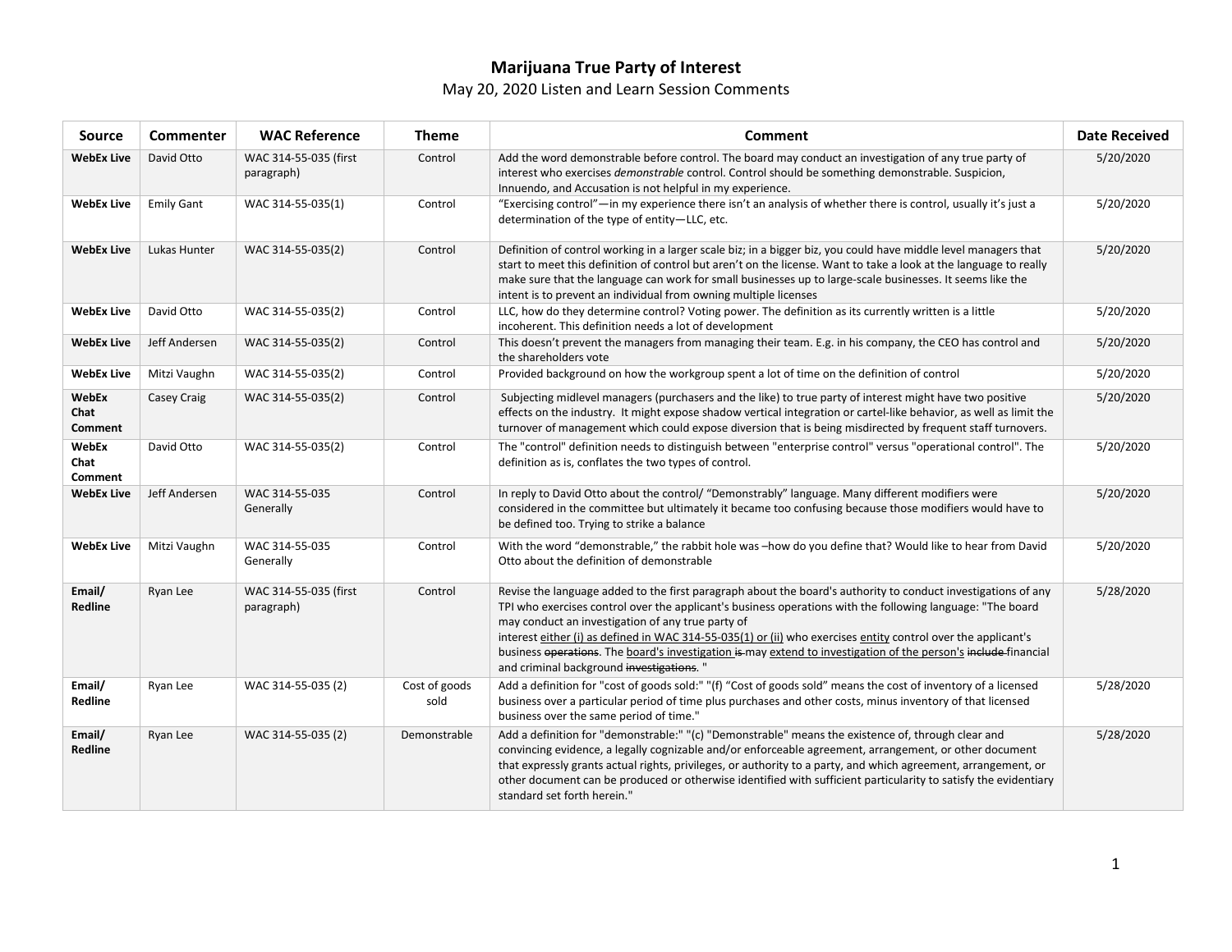# Marijuana True Party of Interest

May 20, 2020 Listen and Learn Session Comments

| Source | Commenter | WAC Reference | Theme | Comment | Date Received |
|---|---|---|---|---|---|
| **WebEx Live** | David Otto | WAC 314-55-035 (first paragraph) | Control | Add the word demonstrable before control. The board may conduct an investigation of any true party of interest who exercises *demonstrable* control. Control should be something demonstrable. Suspicion, Innuendo, and Accusation is not helpful in my experience. | 5/20/2020 |
| **WebEx Live** | Emily Gant | WAC 314-55-035(1) | Control | "Exercising control"—in my experience there isn't an analysis of whether there is control, usually it's just a determination of the type of entity—LLC, etc. | 5/20/2020 |
| **WebEx Live** | Lukas Hunter | WAC 314-55-035(2) | Control | Definition of control working in a larger scale biz; in a bigger biz, you could have middle level managers that start to meet this definition of control but aren't on the license. Want to take a look at the language to really make sure that the language can work for small businesses up to large-scale businesses. It seems like the intent is to prevent an individual from owning multiple licenses | 5/20/2020 |
| **WebEx Live** | David Otto | WAC 314-55-035(2) | Control | LLC, how do they determine control? Voting power. The definition as its currently written is a little incoherent. This definition needs a lot of development | 5/20/2020 |
| **WebEx Live** | Jeff Andersen | WAC 314-55-035(2) | Control | This doesn't prevent the managers from managing their team. E.g. in his company, the CEO has control and the shareholders vote | 5/20/2020 |
| **WebEx Live** | Mitzi Vaughn | WAC 314-55-035(2) | Control | Provided background on how the workgroup spent a lot of time on the definition of control | 5/20/2020 |
| **WebEx Chat Comment** | Casey Craig | WAC 314-55-035(2) | Control | Subjecting midlevel managers (purchasers and the like) to true party of interest might have two positive effects on the industry. It might expose shadow vertical integration or cartel-like behavior, as well as limit the turnover of management which could expose diversion that is being misdirected by frequent staff turnovers. | 5/20/2020 |
| **WebEx Chat Comment** | David Otto | WAC 314-55-035(2) | Control | The "control" definition needs to distinguish between "enterprise control" versus "operational control". The definition as is, conflates the two types of control. | 5/20/2020 |
| **WebEx Live** | Jeff Andersen | WAC 314-55-035 Generally | Control | In reply to David Otto about the control/ "Demonstrably" language. Many different modifiers were considered in the committee but ultimately it became too confusing because those modifiers would have to be defined too. Trying to strike a balance | 5/20/2020 |
| **WebEx Live** | Mitzi Vaughn | WAC 314-55-035 Generally | Control | With the word "demonstrable," the rabbit hole was –how do you define that? Would like to hear from David Otto about the definition of demonstrable | 5/20/2020 |
| **Email/ Redline** | Ryan Lee | WAC 314-55-035 (first paragraph) | Control | Revise the language added to the first paragraph about the board's authority to conduct investigations of any TPI who exercises control over the applicant's business operations with the following language: "The board may conduct an investigation of any true party of interest <u>either (i) as defined in WAC 314-55-035(1) or (ii)</u> who exercises <u>entity</u> control over the applicant's business ~~operations~~. The <u>board's investigation</u> ~~is~~ may <u>extend to investigation of the person's</u> ~~include~~ financial and criminal background ~~investigations~~. " | 5/28/2020 |
| **Email/ Redline** | Ryan Lee | WAC 314-55-035 (2) | Cost of goods sold | Add a definition for "cost of goods sold:" "(f) "Cost of goods sold" means the cost of inventory of a licensed business over a particular period of time plus purchases and other costs, minus inventory of that licensed business over the same period of time." | 5/28/2020 |
| **Email/ Redline** | Ryan Lee | WAC 314-55-035 (2) | Demonstrable | Add a definition for "demonstrable:" "(c) "Demonstrable" means the existence of, through clear and convincing evidence, a legally cognizable and/or enforceable agreement, arrangement, or other document that expressly grants actual rights, privileges, or authority to a party, and which agreement, arrangement, or other document can be produced or otherwise identified with sufficient particularity to satisfy the evidentiary standard set forth herein." | 5/28/2020 |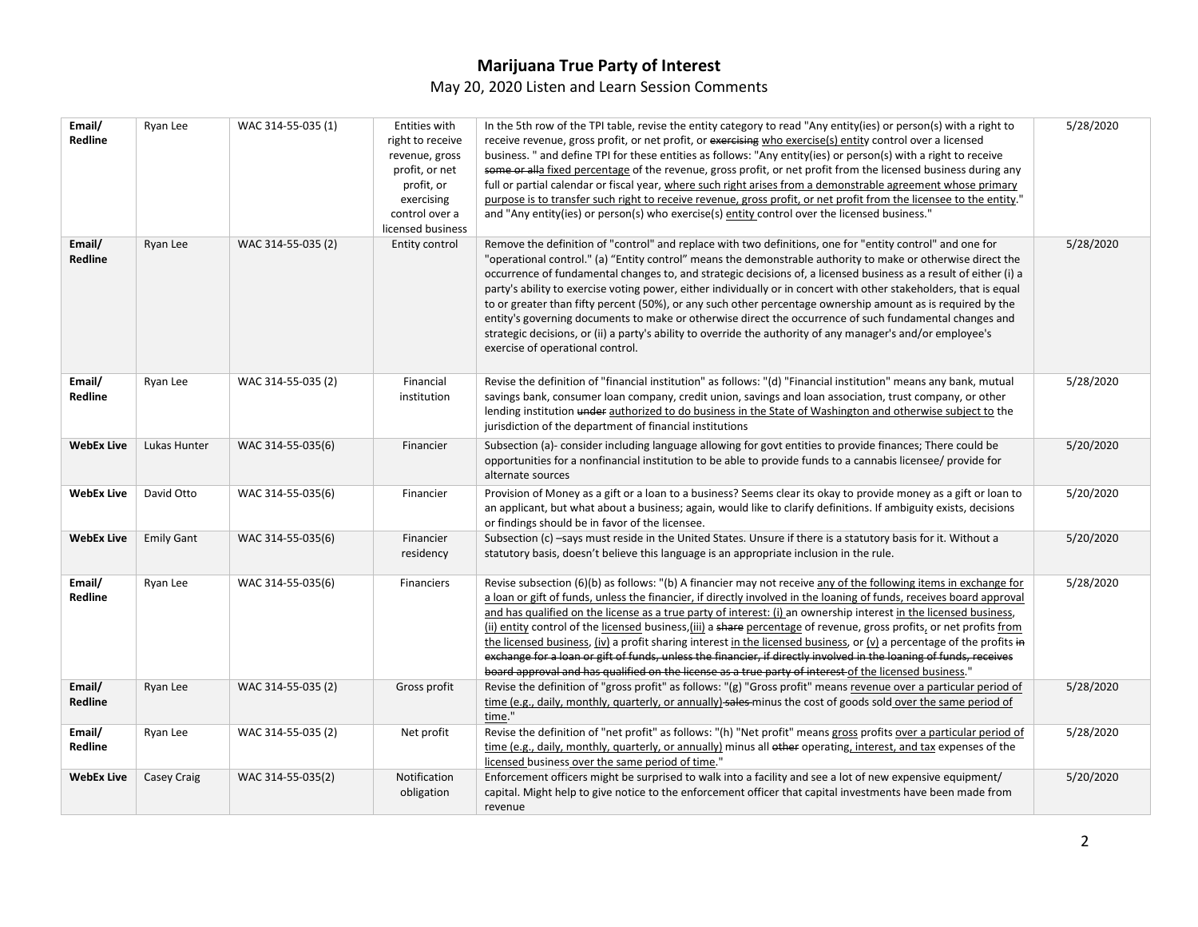# Marijuana True Party of Interest

## May 20, 2020 Listen and Learn Session Comments

| | | | | | |
|---|---|---|---|---|---|
| **Email/ Redline** | Ryan Lee | WAC 314-55-035 (1) | Entities with right to receive revenue, gross profit, or net profit, or exercising control over a licensed business | In the 5th row of the TPI table, revise the entity category to read "Any entity(ies) or person(s) with a right to receive revenue, gross profit, or net profit, or ~~exercising~~ who exercise(s) entity control over a licensed business. " and define TPI for these entities as follows: "Any entity(ies) or person(s) with a right to receive ~~some or all~~a fixed percentage of the revenue, gross profit, or net profit from the licensed business during any full or partial calendar or fiscal year, where such right arises from a demonstrable agreement whose primary purpose is to transfer such right to receive revenue, gross profit, or net profit from the licensee to the entity." and "Any entity(ies) or person(s) who exercise(s) entity control over the licensed business." | 5/28/2020 |
| **Email/ Redline** | Ryan Lee | WAC 314-55-035 (2) | Entity control | Remove the definition of "control" and replace with two definitions, one for "entity control" and one for "operational control." (a) "Entity control" means the demonstrable authority to make or otherwise direct the occurrence of fundamental changes to, and strategic decisions of, a licensed business as a result of either (i) a party's ability to exercise voting power, either individually or in concert with other stakeholders, that is equal to or greater than fifty percent (50%), or any such other percentage ownership amount as is required by the entity's governing documents to make or otherwise direct the occurrence of such fundamental changes and strategic decisions, or (ii) a party's ability to override the authority of any manager's and/or employee's exercise of operational control. | 5/28/2020 |
| **Email/ Redline** | Ryan Lee | WAC 314-55-035 (2) | Financial institution | Revise the definition of "financial institution" as follows: "(d) "Financial institution" means any bank, mutual savings bank, consumer loan company, credit union, savings and loan association, trust company, or other lending institution ~~under~~ authorized to do business in the State of Washington and otherwise subject to the jurisdiction of the department of financial institutions | 5/28/2020 |
| **WebEx Live** | Lukas Hunter | WAC 314-55-035(6) | Financier | Subsection (a)- consider including language allowing for govt entities to provide finances; There could be opportunities for a nonfinancial institution to be able to provide funds to a cannabis licensee/ provide for alternate sources | 5/20/2020 |
| **WebEx Live** | David Otto | WAC 314-55-035(6) | Financier | Provision of Money as a gift or a loan to a business? Seems clear its okay to provide money as a gift or loan to an applicant, but what about a business; again, would like to clarify definitions. If ambiguity exists, decisions or findings should be in favor of the licensee. | 5/20/2020 |
| **WebEx Live** | Emily Gant | WAC 314-55-035(6) | Financier residency | Subsection (c) –says must reside in the United States. Unsure if there is a statutory basis for it. Without a statutory basis, doesn't believe this language is an appropriate inclusion in the rule. | 5/20/2020 |
| **Email/ Redline** | Ryan Lee | WAC 314-55-035(6) | Financiers | Revise subsection (6)(b) as follows: "(b) A financier may not receive any of the following items in exchange for a loan or gift of funds, unless the financier, if directly involved in the loaning of funds, receives board approval and has qualified on the license as a true party of interest: (i) an ownership interest in the licensed business, (ii) entity control of the licensed business,(iii) a ~~share~~ percentage of revenue, gross profits, or net profits from the licensed business, (iv) a profit sharing interest in the licensed business, or (v) a percentage of the profits ~~in exchange for a loan or gift of funds, unless the financier, if directly involved in the loaning of funds, receives board approval and has qualified on the license as a true party of interest~~ of the licensed business." | 5/28/2020 |
| **Email/ Redline** | Ryan Lee | WAC 314-55-035 (2) | Gross profit | Revise the definition of "gross profit" as follows: "(g) "Gross profit" means revenue over a particular period of time (e.g., daily, monthly, quarterly, or annually) ~~sales~~ minus the cost of goods sold over the same period of time." | 5/28/2020 |
| **Email/ Redline** | Ryan Lee | WAC 314-55-035 (2) | Net profit | Revise the definition of "net profit" as follows: "(h) "Net profit" means gross profits over a particular period of time (e.g., daily, monthly, quarterly, or annually) minus all ~~other~~ operating, interest, and tax expenses of the licensed business over the same period of time." | 5/28/2020 |
| **WebEx Live** | Casey Craig | WAC 314-55-035(2) | Notification obligation | Enforcement officers might be surprised to walk into a facility and see a lot of new expensive equipment/ capital. Might help to give notice to the enforcement officer that capital investments have been made from revenue | 5/20/2020 |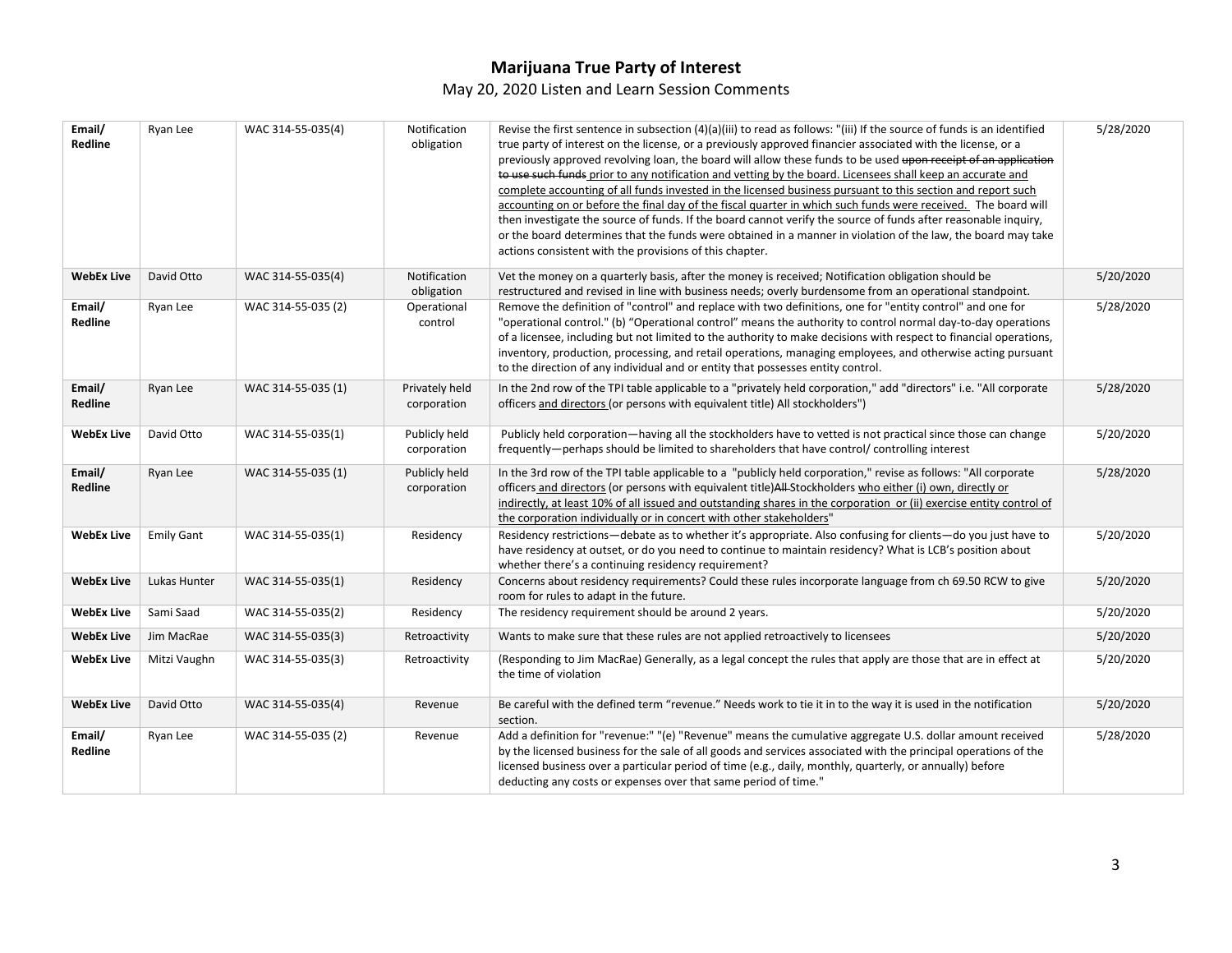# Marijuana True Party of Interest

May 20, 2020 Listen and Learn Session Comments

| | | | | | |
|---|---|---|---|---|---|
| **Email/ Redline** | Ryan Lee | WAC 314-55-035(4) | Notification obligation | Revise the first sentence in subsection (4)(a)(iii) to read as follows: "(iii) If the source of funds is an identified true party of interest on the license, or a previously approved financier associated with the license, or a previously approved revolving loan, the board will allow these funds to be used ~~upon receipt of an application to use such funds~~ prior to any notification and vetting by the board. Licensees shall keep an accurate and complete accounting of all funds invested in the licensed business pursuant to this section and report such accounting on or before the final day of the fiscal quarter in which such funds were received. The board will then investigate the source of funds. If the board cannot verify the source of funds after reasonable inquiry, or the board determines that the funds were obtained in a manner in violation of the law, the board may take actions consistent with the provisions of this chapter. | 5/28/2020 |
| **WebEx Live** | David Otto | WAC 314-55-035(4) | Notification obligation | Vet the money on a quarterly basis, after the money is received; Notification obligation should be restructured and revised in line with business needs; overly burdensome from an operational standpoint. | 5/20/2020 |
| **Email/ Redline** | Ryan Lee | WAC 314-55-035 (2) | Operational control | Remove the definition of "control" and replace with two definitions, one for "entity control" and one for "operational control." (b) "Operational control" means the authority to control normal day-to-day operations of a licensee, including but not limited to the authority to make decisions with respect to financial operations, inventory, production, processing, and retail operations, managing employees, and otherwise acting pursuant to the direction of any individual and or entity that possesses entity control. | 5/28/2020 |
| **Email/ Redline** | Ryan Lee | WAC 314-55-035 (1) | Privately held corporation | In the 2nd row of the TPI table applicable to a "privately held corporation," add "directors" i.e. "All corporate officers and directors (or persons with equivalent title) All stockholders") | 5/28/2020 |
| **WebEx Live** | David Otto | WAC 314-55-035(1) | Publicly held corporation | Publicly held corporation—having all the stockholders have to vetted is not practical since those can change frequently—perhaps should be limited to shareholders that have control/ controlling interest | 5/20/2020 |
| **Email/ Redline** | Ryan Lee | WAC 314-55-035 (1) | Publicly held corporation | In the 3rd row of the TPI table applicable to a "publicly held corporation," revise as follows: "All corporate officers and directors (or persons with equivalent title)~~All~~ Stockholders who either (i) own, directly or indirectly, at least 10% of all issued and outstanding shares in the corporation or (ii) exercise entity control of the corporation individually or in concert with other stakeholders" | 5/28/2020 |
| **WebEx Live** | Emily Gant | WAC 314-55-035(1) | Residency | Residency restrictions—debate as to whether it's appropriate. Also confusing for clients—do you just have to have residency at outset, or do you need to continue to maintain residency? What is LCB's position about whether there's a continuing residency requirement? | 5/20/2020 |
| **WebEx Live** | Lukas Hunter | WAC 314-55-035(1) | Residency | Concerns about residency requirements? Could these rules incorporate language from ch 69.50 RCW to give room for rules to adapt in the future. | 5/20/2020 |
| **WebEx Live** | Sami Saad | WAC 314-55-035(2) | Residency | The residency requirement should be around 2 years. | 5/20/2020 |
| **WebEx Live** | Jim MacRae | WAC 314-55-035(3) | Retroactivity | Wants to make sure that these rules are not applied retroactively to licensees | 5/20/2020 |
| **WebEx Live** | Mitzi Vaughn | WAC 314-55-035(3) | Retroactivity | (Responding to Jim MacRae) Generally, as a legal concept the rules that apply are those that are in effect at the time of violation | 5/20/2020 |
| **WebEx Live** | David Otto | WAC 314-55-035(4) | Revenue | Be careful with the defined term "revenue." Needs work to tie it in to the way it is used in the notification section. | 5/20/2020 |
| **Email/ Redline** | Ryan Lee | WAC 314-55-035 (2) | Revenue | Add a definition for "revenue:" "(e) "Revenue" means the cumulative aggregate U.S. dollar amount received by the licensed business for the sale of all goods and services associated with the principal operations of the licensed business over a particular period of time (e.g., daily, monthly, quarterly, or annually) before deducting any costs or expenses over that same period of time." | 5/28/2020 |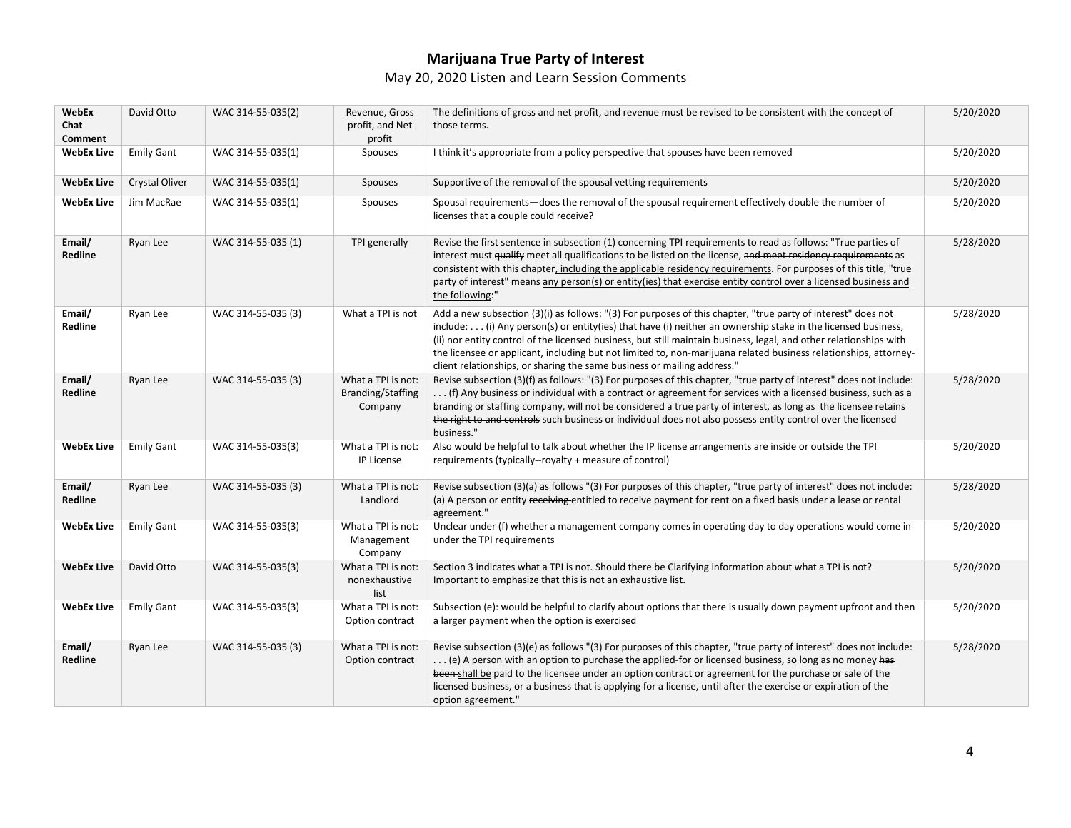# Marijuana True Party of Interest

May 20, 2020 Listen and Learn Session Comments

| | | | | | |
|---|---|---|---|---|---|
| **WebEx Chat Comment** | David Otto | WAC 314-55-035(2) | Revenue, Gross profit, and Net profit | The definitions of gross and net profit, and revenue must be revised to be consistent with the concept of those terms. | 5/20/2020 |
| **WebEx Live** | Emily Gant | WAC 314-55-035(1) | Spouses | I think it's appropriate from a policy perspective that spouses have been removed | 5/20/2020 |
| **WebEx Live** | Crystal Oliver | WAC 314-55-035(1) | Spouses | Supportive of the removal of the spousal vetting requirements | 5/20/2020 |
| **WebEx Live** | Jim MacRae | WAC 314-55-035(1) | Spouses | Spousal requirements—does the removal of the spousal requirement effectively double the number of licenses that a couple could receive? | 5/20/2020 |
| **Email/ Redline** | Ryan Lee | WAC 314-55-035 (1) | TPI generally | Revise the first sentence in subsection (1) concerning TPI requirements to read as follows: "True parties of interest must ~~qualify~~ meet all qualifications to be listed on the license, ~~and meet residency requirements~~ as consistent with this chapter, including the applicable residency requirements. For purposes of this title, "true party of interest" means any person(s) or entity(ies) that exercise entity control over a licensed business and the following:" | 5/28/2020 |
| **Email/ Redline** | Ryan Lee | WAC 314-55-035 (3) | What a TPI is not | Add a new subsection (3)(i) as follows: "(3) For purposes of this chapter, "true party of interest" does not include: . . . (i) Any person(s) or entity(ies) that have (i) neither an ownership stake in the licensed business, (ii) nor entity control of the licensed business, but still maintain business, legal, and other relationships with the licensee or applicant, including but not limited to, non-marijuana related business relationships, attorney-client relationships, or sharing the same business or mailing address." | 5/28/2020 |
| **Email/ Redline** | Ryan Lee | WAC 314-55-035 (3) | What a TPI is not: Branding/Staffing Company | Revise subsection (3)(f) as follows: "(3) For purposes of this chapter, "true party of interest" does not include: . . . (f) Any business or individual with a contract or agreement for services with a licensed business, such as a branding or staffing company, will not be considered a true party of interest, as long as ~~the licensee retains the right to and controls~~ such business or individual does not also possess entity control over the licensed business." | 5/28/2020 |
| **WebEx Live** | Emily Gant | WAC 314-55-035(3) | What a TPI is not: IP License | Also would be helpful to talk about whether the IP license arrangements are inside or outside the TPI requirements (typically--royalty + measure of control) | 5/20/2020 |
| **Email/ Redline** | Ryan Lee | WAC 314-55-035 (3) | What a TPI is not: Landlord | Revise subsection (3)(a) as follows "(3) For purposes of this chapter, "true party of interest" does not include: (a) A person or entity ~~receiving~~ entitled to receive payment for rent on a fixed basis under a lease or rental agreement." | 5/28/2020 |
| **WebEx Live** | Emily Gant | WAC 314-55-035(3) | What a TPI is not: Management Company | Unclear under (f) whether a management company comes in operating day to day operations would come in under the TPI requirements | 5/20/2020 |
| **WebEx Live** | David Otto | WAC 314-55-035(3) | What a TPI is not: nonexhaustive list | Section 3 indicates what a TPI is not. Should there be Clarifying information about what a TPI is not? Important to emphasize that this is not an exhaustive list. | 5/20/2020 |
| **WebEx Live** | Emily Gant | WAC 314-55-035(3) | What a TPI is not: Option contract | Subsection (e): would be helpful to clarify about options that there is usually down payment upfront and then a larger payment when the option is exercised | 5/20/2020 |
| **Email/ Redline** | Ryan Lee | WAC 314-55-035 (3) | What a TPI is not: Option contract | Revise subsection (3)(e) as follows "(3) For purposes of this chapter, "true party of interest" does not include: . . . (e) A person with an option to purchase the applied-for or licensed business, so long as no money ~~has been~~ shall be paid to the licensee under an option contract or agreement for the purchase or sale of the licensed business, or a business that is applying for a license, until after the exercise or expiration of the option agreement." | 5/28/2020 |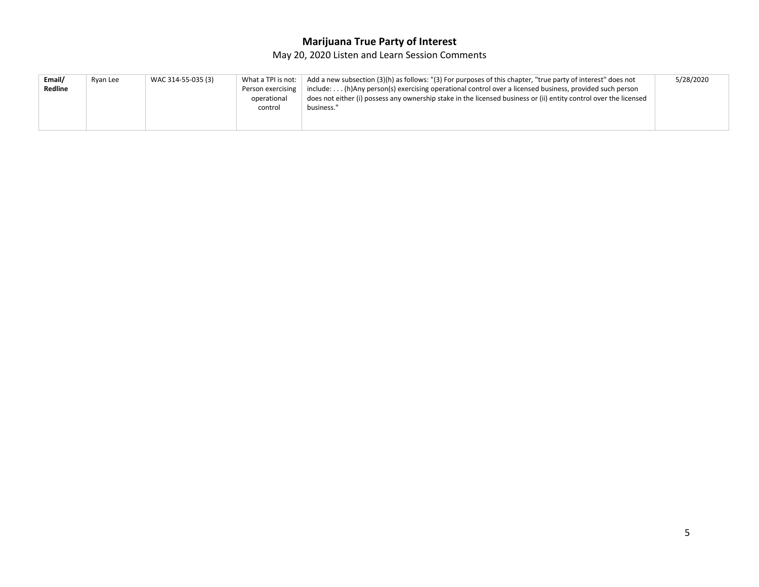# Marijuana True Party of Interest

May 20, 2020 Listen and Learn Session Comments

| | | | | | |
|---|---|---|---|---|---|
| **Email/ Redline** | Ryan Lee | WAC 314-55-035 (3) | What a TPI is not: Person exercising operational control | Add a new subsection (3)(h) as follows: "(3) For purposes of this chapter, "true party of interest" does not include: . . . (h)Any person(s) exercising operational control over a licensed business, provided such person does not either (i) possess any ownership stake in the licensed business or (ii) entity control over the licensed business." | 5/28/2020 |